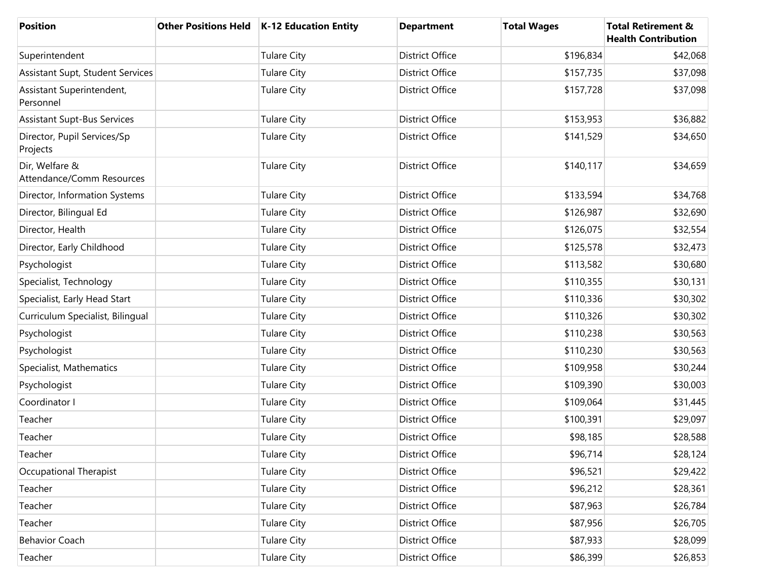| Position | Other Positions Held | K-12 Education Entity | Department | Total Wages | Total Retirement & Health Contribution |
|---|---|---|---|---|---|
| Superintendent | | Tulare City | District Office | $196,834 | $42,068 |
| Assistant Supt, Student Services | | Tulare City | District Office | $157,735 | $37,098 |
| Assistant Superintendent, Personnel | | Tulare City | District Office | $157,728 | $37,098 |
| Assistant Supt-Bus Services | | Tulare City | District Office | $153,953 | $36,882 |
| Director, Pupil Services/Sp Projects | | Tulare City | District Office | $141,529 | $34,650 |
| Dir, Welfare & Attendance/Comm Resources | | Tulare City | District Office | $140,117 | $34,659 |
| Director, Information Systems | | Tulare City | District Office | $133,594 | $34,768 |
| Director, Bilingual Ed | | Tulare City | District Office | $126,987 | $32,690 |
| Director, Health | | Tulare City | District Office | $126,075 | $32,554 |
| Director, Early Childhood | | Tulare City | District Office | $125,578 | $32,473 |
| Psychologist | | Tulare City | District Office | $113,582 | $30,680 |
| Specialist, Technology | | Tulare City | District Office | $110,355 | $30,131 |
| Specialist, Early Head Start | | Tulare City | District Office | $110,336 | $30,302 |
| Curriculum Specialist, Bilingual | | Tulare City | District Office | $110,326 | $30,302 |
| Psychologist | | Tulare City | District Office | $110,238 | $30,563 |
| Psychologist | | Tulare City | District Office | $110,230 | $30,563 |
| Specialist, Mathematics | | Tulare City | District Office | $109,958 | $30,244 |
| Psychologist | | Tulare City | District Office | $109,390 | $30,003 |
| Coordinator I | | Tulare City | District Office | $109,064 | $31,445 |
| Teacher | | Tulare City | District Office | $100,391 | $29,097 |
| Teacher | | Tulare City | District Office | $98,185 | $28,588 |
| Teacher | | Tulare City | District Office | $96,714 | $28,124 |
| Occupational Therapist | | Tulare City | District Office | $96,521 | $29,422 |
| Teacher | | Tulare City | District Office | $96,212 | $28,361 |
| Teacher | | Tulare City | District Office | $87,963 | $26,784 |
| Teacher | | Tulare City | District Office | $87,956 | $26,705 |
| Behavior Coach | | Tulare City | District Office | $87,933 | $28,099 |
| Teacher | | Tulare City | District Office | $86,399 | $26,853 |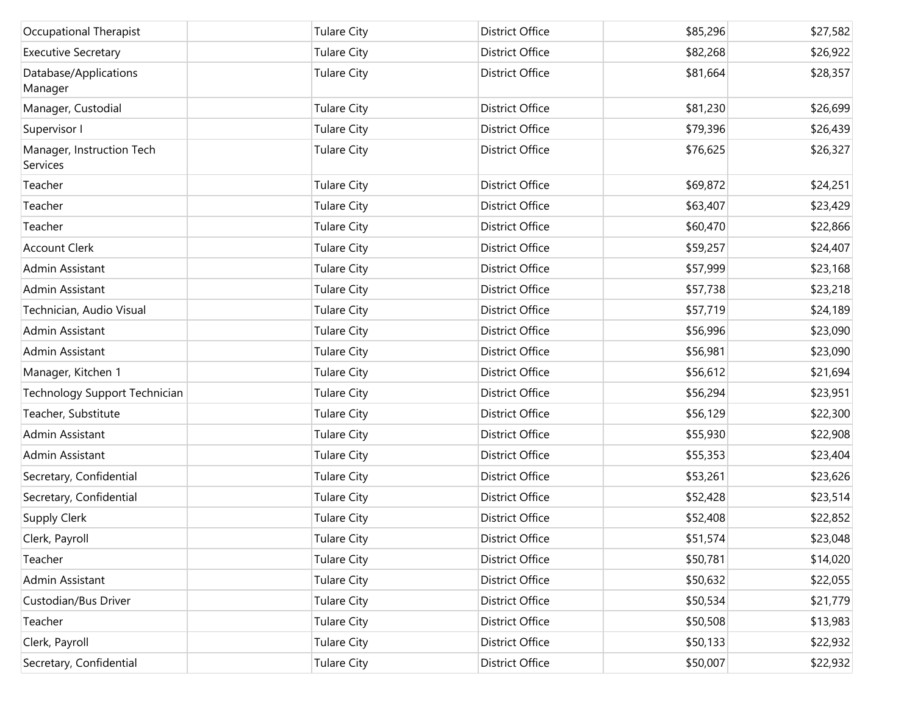| | | | | | |
|---|---|---|---|---|---|
| Occupational Therapist | | Tulare City | District Office | $85,296 | $27,582 |
| Executive Secretary | | Tulare City | District Office | $82,268 | $26,922 |
| Database/Applications Manager | | Tulare City | District Office | $81,664 | $28,357 |
| Manager, Custodial | | Tulare City | District Office | $81,230 | $26,699 |
| Supervisor I | | Tulare City | District Office | $79,396 | $26,439 |
| Manager, Instruction Tech Services | | Tulare City | District Office | $76,625 | $26,327 |
| Teacher | | Tulare City | District Office | $69,872 | $24,251 |
| Teacher | | Tulare City | District Office | $63,407 | $23,429 |
| Teacher | | Tulare City | District Office | $60,470 | $22,866 |
| Account Clerk | | Tulare City | District Office | $59,257 | $24,407 |
| Admin Assistant | | Tulare City | District Office | $57,999 | $23,168 |
| Admin Assistant | | Tulare City | District Office | $57,738 | $23,218 |
| Technician, Audio Visual | | Tulare City | District Office | $57,719 | $24,189 |
| Admin Assistant | | Tulare City | District Office | $56,996 | $23,090 |
| Admin Assistant | | Tulare City | District Office | $56,981 | $23,090 |
| Manager, Kitchen 1 | | Tulare City | District Office | $56,612 | $21,694 |
| Technology Support Technician | | Tulare City | District Office | $56,294 | $23,951 |
| Teacher, Substitute | | Tulare City | District Office | $56,129 | $22,300 |
| Admin Assistant | | Tulare City | District Office | $55,930 | $22,908 |
| Admin Assistant | | Tulare City | District Office | $55,353 | $23,404 |
| Secretary, Confidential | | Tulare City | District Office | $53,261 | $23,626 |
| Secretary, Confidential | | Tulare City | District Office | $52,428 | $23,514 |
| Supply Clerk | | Tulare City | District Office | $52,408 | $22,852 |
| Clerk, Payroll | | Tulare City | District Office | $51,574 | $23,048 |
| Teacher | | Tulare City | District Office | $50,781 | $14,020 |
| Admin Assistant | | Tulare City | District Office | $50,632 | $22,055 |
| Custodian/Bus Driver | | Tulare City | District Office | $50,534 | $21,779 |
| Teacher | | Tulare City | District Office | $50,508 | $13,983 |
| Clerk, Payroll | | Tulare City | District Office | $50,133 | $22,932 |
| Secretary, Confidential | | Tulare City | District Office | $50,007 | $22,932 |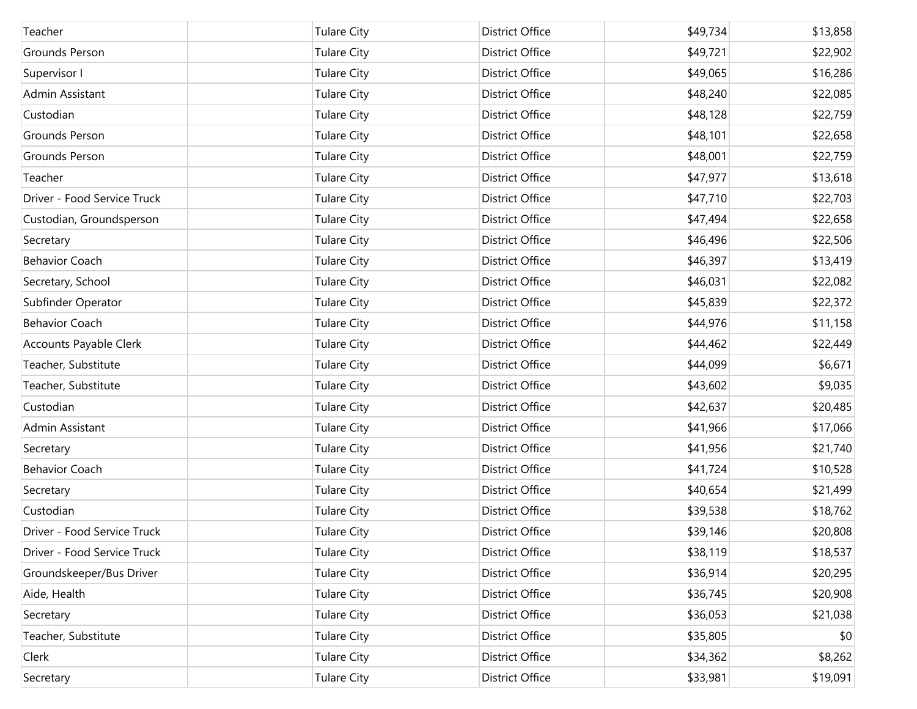| | | | | | |
|---|---|---|---|---|---|
| Teacher | | Tulare City | District Office | $49,734 | $13,858 |
| Grounds Person | | Tulare City | District Office | $49,721 | $22,902 |
| Supervisor I | | Tulare City | District Office | $49,065 | $16,286 |
| Admin Assistant | | Tulare City | District Office | $48,240 | $22,085 |
| Custodian | | Tulare City | District Office | $48,128 | $22,759 |
| Grounds Person | | Tulare City | District Office | $48,101 | $22,658 |
| Grounds Person | | Tulare City | District Office | $48,001 | $22,759 |
| Teacher | | Tulare City | District Office | $47,977 | $13,618 |
| Driver - Food Service Truck | | Tulare City | District Office | $47,710 | $22,703 |
| Custodian, Groundsperson | | Tulare City | District Office | $47,494 | $22,658 |
| Secretary | | Tulare City | District Office | $46,496 | $22,506 |
| Behavior Coach | | Tulare City | District Office | $46,397 | $13,419 |
| Secretary, School | | Tulare City | District Office | $46,031 | $22,082 |
| Subfinder Operator | | Tulare City | District Office | $45,839 | $22,372 |
| Behavior Coach | | Tulare City | District Office | $44,976 | $11,158 |
| Accounts Payable Clerk | | Tulare City | District Office | $44,462 | $22,449 |
| Teacher, Substitute | | Tulare City | District Office | $44,099 | $6,671 |
| Teacher, Substitute | | Tulare City | District Office | $43,602 | $9,035 |
| Custodian | | Tulare City | District Office | $42,637 | $20,485 |
| Admin Assistant | | Tulare City | District Office | $41,966 | $17,066 |
| Secretary | | Tulare City | District Office | $41,956 | $21,740 |
| Behavior Coach | | Tulare City | District Office | $41,724 | $10,528 |
| Secretary | | Tulare City | District Office | $40,654 | $21,499 |
| Custodian | | Tulare City | District Office | $39,538 | $18,762 |
| Driver - Food Service Truck | | Tulare City | District Office | $39,146 | $20,808 |
| Driver - Food Service Truck | | Tulare City | District Office | $38,119 | $18,537 |
| Groundskeeper/Bus Driver | | Tulare City | District Office | $36,914 | $20,295 |
| Aide, Health | | Tulare City | District Office | $36,745 | $20,908 |
| Secretary | | Tulare City | District Office | $36,053 | $21,038 |
| Teacher, Substitute | | Tulare City | District Office | $35,805 | $0 |
| Clerk | | Tulare City | District Office | $34,362 | $8,262 |
| Secretary | | Tulare City | District Office | $33,981 | $19,091 |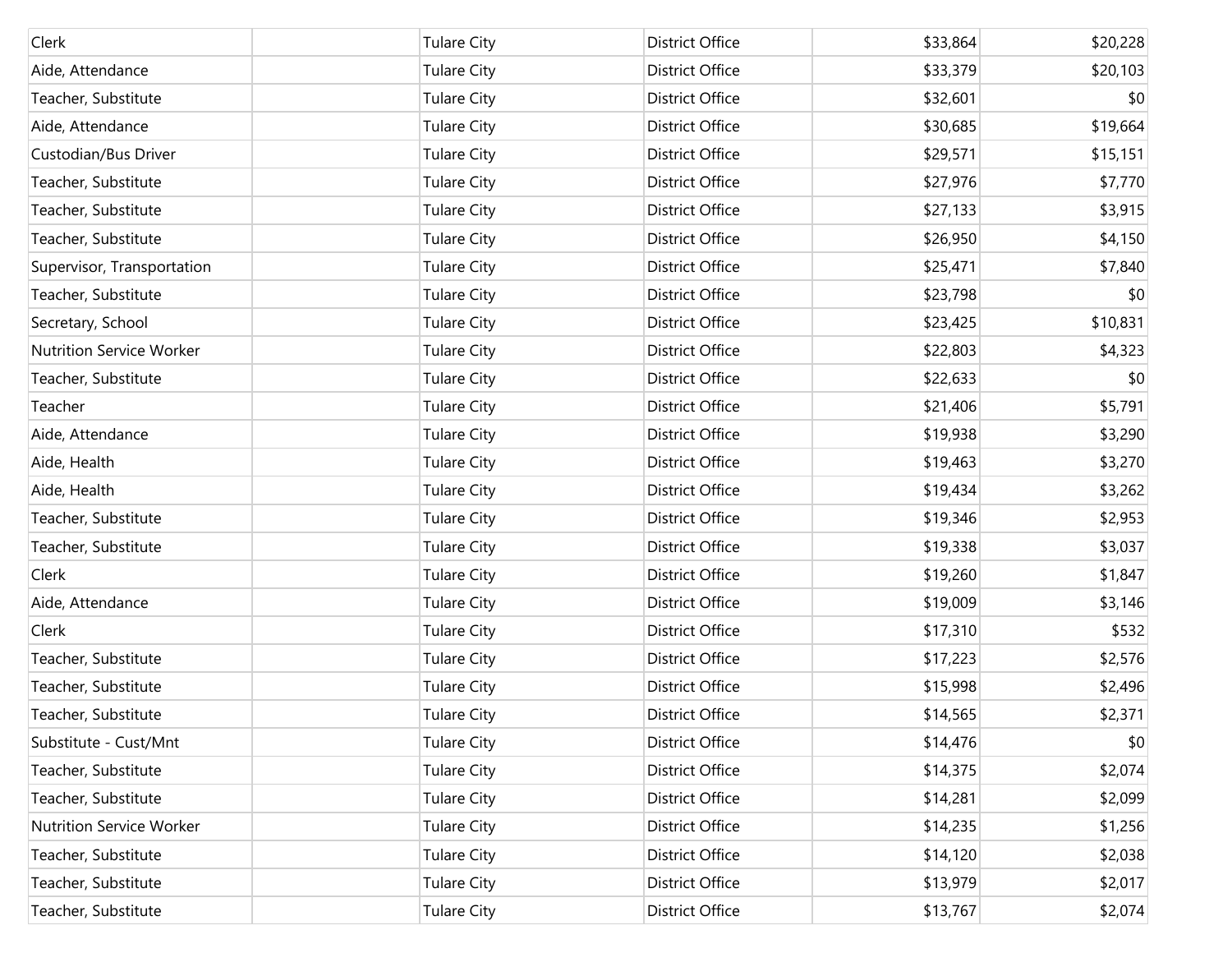| | | | | | |
|---|---|---|---|---|---|
| Clerk | | Tulare City | District Office | $33,864 | $20,228 |
| Aide, Attendance | | Tulare City | District Office | $33,379 | $20,103 |
| Teacher, Substitute | | Tulare City | District Office | $32,601 | $0 |
| Aide, Attendance | | Tulare City | District Office | $30,685 | $19,664 |
| Custodian/Bus Driver | | Tulare City | District Office | $29,571 | $15,151 |
| Teacher, Substitute | | Tulare City | District Office | $27,976 | $7,770 |
| Teacher, Substitute | | Tulare City | District Office | $27,133 | $3,915 |
| Teacher, Substitute | | Tulare City | District Office | $26,950 | $4,150 |
| Supervisor, Transportation | | Tulare City | District Office | $25,471 | $7,840 |
| Teacher, Substitute | | Tulare City | District Office | $23,798 | $0 |
| Secretary, School | | Tulare City | District Office | $23,425 | $10,831 |
| Nutrition Service Worker | | Tulare City | District Office | $22,803 | $4,323 |
| Teacher, Substitute | | Tulare City | District Office | $22,633 | $0 |
| Teacher | | Tulare City | District Office | $21,406 | $5,791 |
| Aide, Attendance | | Tulare City | District Office | $19,938 | $3,290 |
| Aide, Health | | Tulare City | District Office | $19,463 | $3,270 |
| Aide, Health | | Tulare City | District Office | $19,434 | $3,262 |
| Teacher, Substitute | | Tulare City | District Office | $19,346 | $2,953 |
| Teacher, Substitute | | Tulare City | District Office | $19,338 | $3,037 |
| Clerk | | Tulare City | District Office | $19,260 | $1,847 |
| Aide, Attendance | | Tulare City | District Office | $19,009 | $3,146 |
| Clerk | | Tulare City | District Office | $17,310 | $532 |
| Teacher, Substitute | | Tulare City | District Office | $17,223 | $2,576 |
| Teacher, Substitute | | Tulare City | District Office | $15,998 | $2,496 |
| Teacher, Substitute | | Tulare City | District Office | $14,565 | $2,371 |
| Substitute - Cust/Mnt | | Tulare City | District Office | $14,476 | $0 |
| Teacher, Substitute | | Tulare City | District Office | $14,375 | $2,074 |
| Teacher, Substitute | | Tulare City | District Office | $14,281 | $2,099 |
| Nutrition Service Worker | | Tulare City | District Office | $14,235 | $1,256 |
| Teacher, Substitute | | Tulare City | District Office | $14,120 | $2,038 |
| Teacher, Substitute | | Tulare City | District Office | $13,979 | $2,017 |
| Teacher, Substitute | | Tulare City | District Office | $13,767 | $2,074 |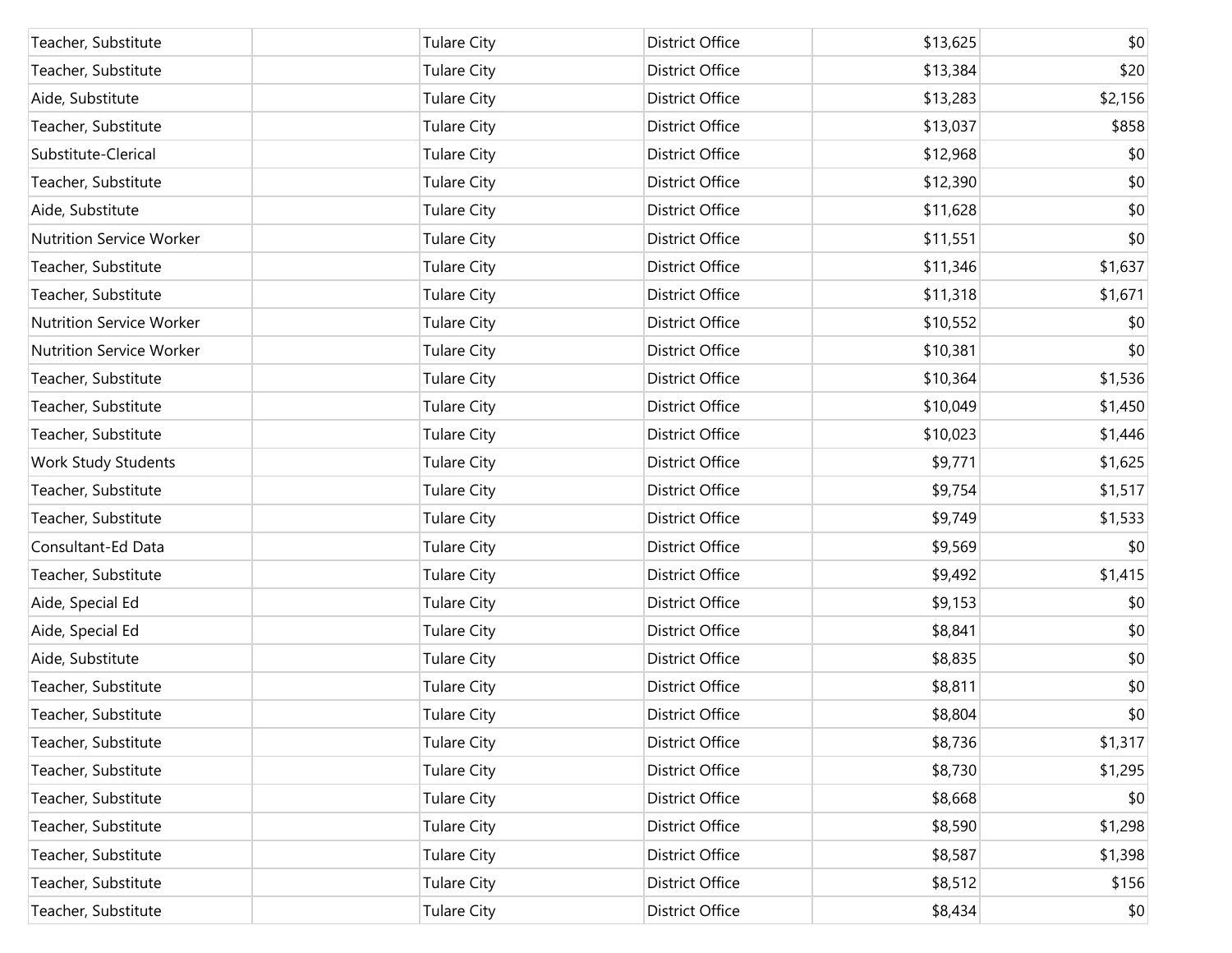| | | | | | |
|---|---|---|---|---|---|
| Teacher, Substitute | | Tulare City | District Office | $13,625 | $0 |
| Teacher, Substitute | | Tulare City | District Office | $13,384 | $20 |
| Aide, Substitute | | Tulare City | District Office | $13,283 | $2,156 |
| Teacher, Substitute | | Tulare City | District Office | $13,037 | $858 |
| Substitute-Clerical | | Tulare City | District Office | $12,968 | $0 |
| Teacher, Substitute | | Tulare City | District Office | $12,390 | $0 |
| Aide, Substitute | | Tulare City | District Office | $11,628 | $0 |
| Nutrition Service Worker | | Tulare City | District Office | $11,551 | $0 |
| Teacher, Substitute | | Tulare City | District Office | $11,346 | $1,637 |
| Teacher, Substitute | | Tulare City | District Office | $11,318 | $1,671 |
| Nutrition Service Worker | | Tulare City | District Office | $10,552 | $0 |
| Nutrition Service Worker | | Tulare City | District Office | $10,381 | $0 |
| Teacher, Substitute | | Tulare City | District Office | $10,364 | $1,536 |
| Teacher, Substitute | | Tulare City | District Office | $10,049 | $1,450 |
| Teacher, Substitute | | Tulare City | District Office | $10,023 | $1,446 |
| Work Study Students | | Tulare City | District Office | $9,771 | $1,625 |
| Teacher, Substitute | | Tulare City | District Office | $9,754 | $1,517 |
| Teacher, Substitute | | Tulare City | District Office | $9,749 | $1,533 |
| Consultant-Ed Data | | Tulare City | District Office | $9,569 | $0 |
| Teacher, Substitute | | Tulare City | District Office | $9,492 | $1,415 |
| Aide, Special Ed | | Tulare City | District Office | $9,153 | $0 |
| Aide, Special Ed | | Tulare City | District Office | $8,841 | $0 |
| Aide, Substitute | | Tulare City | District Office | $8,835 | $0 |
| Teacher, Substitute | | Tulare City | District Office | $8,811 | $0 |
| Teacher, Substitute | | Tulare City | District Office | $8,804 | $0 |
| Teacher, Substitute | | Tulare City | District Office | $8,736 | $1,317 |
| Teacher, Substitute | | Tulare City | District Office | $8,730 | $1,295 |
| Teacher, Substitute | | Tulare City | District Office | $8,668 | $0 |
| Teacher, Substitute | | Tulare City | District Office | $8,590 | $1,298 |
| Teacher, Substitute | | Tulare City | District Office | $8,587 | $1,398 |
| Teacher, Substitute | | Tulare City | District Office | $8,512 | $156 |
| Teacher, Substitute | | Tulare City | District Office | $8,434 | $0 |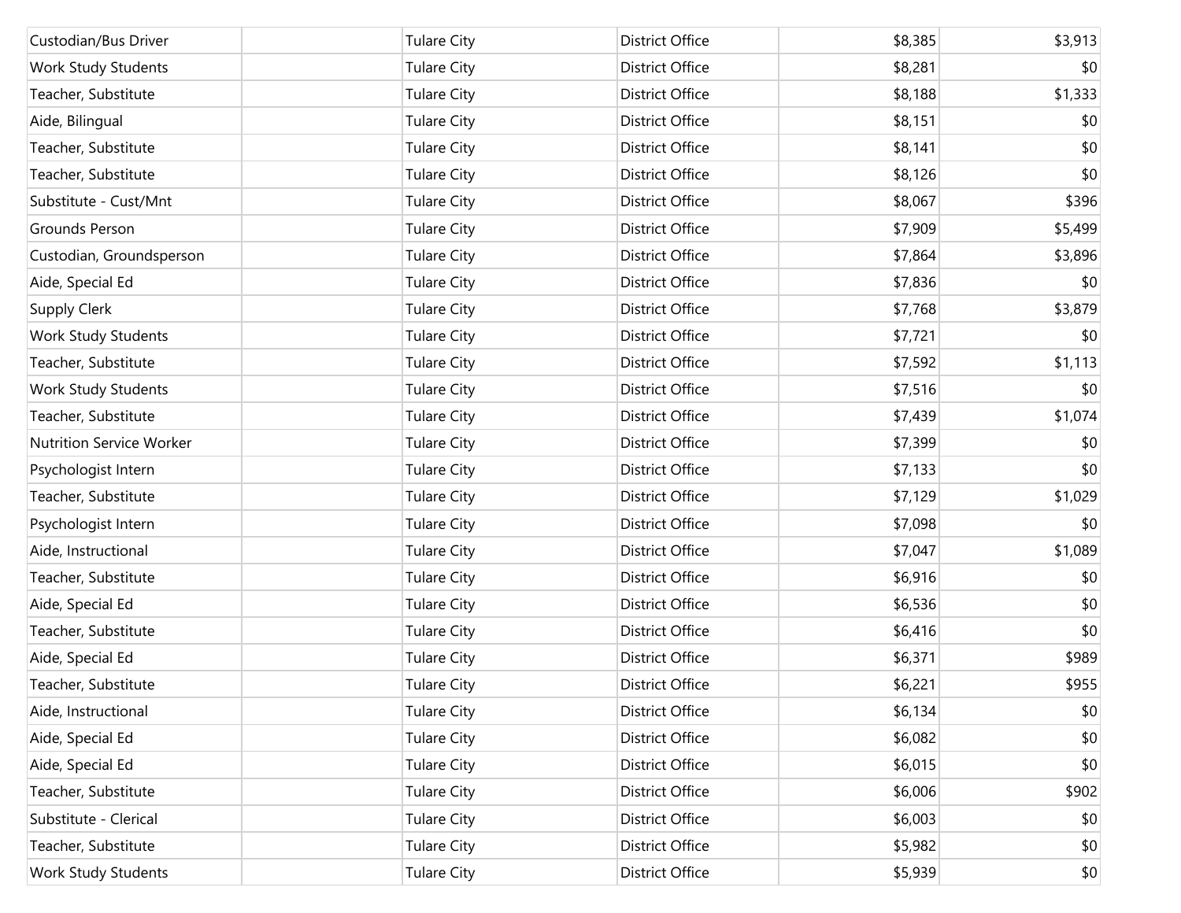| | | | | | |
|---|---|---|---|---|---|
| Custodian/Bus Driver | | Tulare City | District Office | $8,385 | $3,913 |
| Work Study Students | | Tulare City | District Office | $8,281 | $0 |
| Teacher, Substitute | | Tulare City | District Office | $8,188 | $1,333 |
| Aide, Bilingual | | Tulare City | District Office | $8,151 | $0 |
| Teacher, Substitute | | Tulare City | District Office | $8,141 | $0 |
| Teacher, Substitute | | Tulare City | District Office | $8,126 | $0 |
| Substitute - Cust/Mnt | | Tulare City | District Office | $8,067 | $396 |
| Grounds Person | | Tulare City | District Office | $7,909 | $5,499 |
| Custodian, Groundsperson | | Tulare City | District Office | $7,864 | $3,896 |
| Aide, Special Ed | | Tulare City | District Office | $7,836 | $0 |
| Supply Clerk | | Tulare City | District Office | $7,768 | $3,879 |
| Work Study Students | | Tulare City | District Office | $7,721 | $0 |
| Teacher, Substitute | | Tulare City | District Office | $7,592 | $1,113 |
| Work Study Students | | Tulare City | District Office | $7,516 | $0 |
| Teacher, Substitute | | Tulare City | District Office | $7,439 | $1,074 |
| Nutrition Service Worker | | Tulare City | District Office | $7,399 | $0 |
| Psychologist Intern | | Tulare City | District Office | $7,133 | $0 |
| Teacher, Substitute | | Tulare City | District Office | $7,129 | $1,029 |
| Psychologist Intern | | Tulare City | District Office | $7,098 | $0 |
| Aide, Instructional | | Tulare City | District Office | $7,047 | $1,089 |
| Teacher, Substitute | | Tulare City | District Office | $6,916 | $0 |
| Aide, Special Ed | | Tulare City | District Office | $6,536 | $0 |
| Teacher, Substitute | | Tulare City | District Office | $6,416 | $0 |
| Aide, Special Ed | | Tulare City | District Office | $6,371 | $989 |
| Teacher, Substitute | | Tulare City | District Office | $6,221 | $955 |
| Aide, Instructional | | Tulare City | District Office | $6,134 | $0 |
| Aide, Special Ed | | Tulare City | District Office | $6,082 | $0 |
| Aide, Special Ed | | Tulare City | District Office | $6,015 | $0 |
| Teacher, Substitute | | Tulare City | District Office | $6,006 | $902 |
| Substitute - Clerical | | Tulare City | District Office | $6,003 | $0 |
| Teacher, Substitute | | Tulare City | District Office | $5,982 | $0 |
| Work Study Students | | Tulare City | District Office | $5,939 | $0 |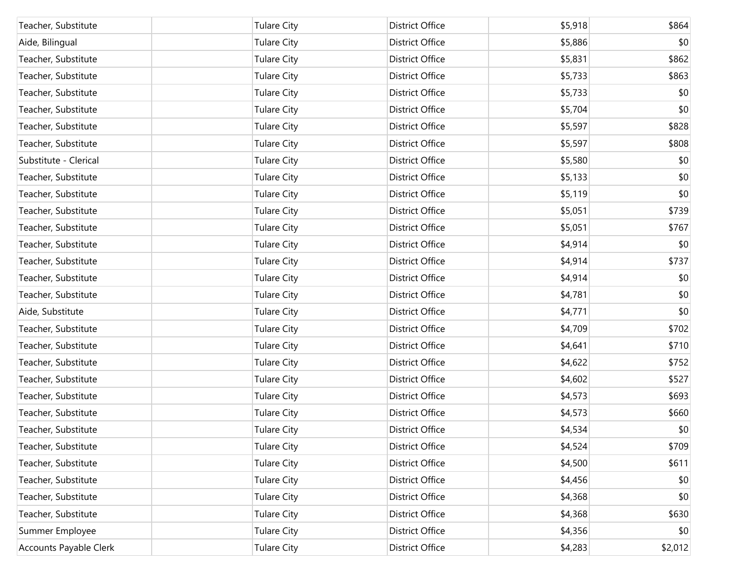| | | | | | |
|---|---|---|---|---|---|
| Teacher, Substitute | | Tulare City | District Office | $5,918 | $864 |
| Aide, Bilingual | | Tulare City | District Office | $5,886 | $0 |
| Teacher, Substitute | | Tulare City | District Office | $5,831 | $862 |
| Teacher, Substitute | | Tulare City | District Office | $5,733 | $863 |
| Teacher, Substitute | | Tulare City | District Office | $5,733 | $0 |
| Teacher, Substitute | | Tulare City | District Office | $5,704 | $0 |
| Teacher, Substitute | | Tulare City | District Office | $5,597 | $828 |
| Teacher, Substitute | | Tulare City | District Office | $5,597 | $808 |
| Substitute - Clerical | | Tulare City | District Office | $5,580 | $0 |
| Teacher, Substitute | | Tulare City | District Office | $5,133 | $0 |
| Teacher, Substitute | | Tulare City | District Office | $5,119 | $0 |
| Teacher, Substitute | | Tulare City | District Office | $5,051 | $739 |
| Teacher, Substitute | | Tulare City | District Office | $5,051 | $767 |
| Teacher, Substitute | | Tulare City | District Office | $4,914 | $0 |
| Teacher, Substitute | | Tulare City | District Office | $4,914 | $737 |
| Teacher, Substitute | | Tulare City | District Office | $4,914 | $0 |
| Teacher, Substitute | | Tulare City | District Office | $4,781 | $0 |
| Aide, Substitute | | Tulare City | District Office | $4,771 | $0 |
| Teacher, Substitute | | Tulare City | District Office | $4,709 | $702 |
| Teacher, Substitute | | Tulare City | District Office | $4,641 | $710 |
| Teacher, Substitute | | Tulare City | District Office | $4,622 | $752 |
| Teacher, Substitute | | Tulare City | District Office | $4,602 | $527 |
| Teacher, Substitute | | Tulare City | District Office | $4,573 | $693 |
| Teacher, Substitute | | Tulare City | District Office | $4,573 | $660 |
| Teacher, Substitute | | Tulare City | District Office | $4,534 | $0 |
| Teacher, Substitute | | Tulare City | District Office | $4,524 | $709 |
| Teacher, Substitute | | Tulare City | District Office | $4,500 | $611 |
| Teacher, Substitute | | Tulare City | District Office | $4,456 | $0 |
| Teacher, Substitute | | Tulare City | District Office | $4,368 | $0 |
| Teacher, Substitute | | Tulare City | District Office | $4,368 | $630 |
| Summer Employee | | Tulare City | District Office | $4,356 | $0 |
| Accounts Payable Clerk | | Tulare City | District Office | $4,283 | $2,012 |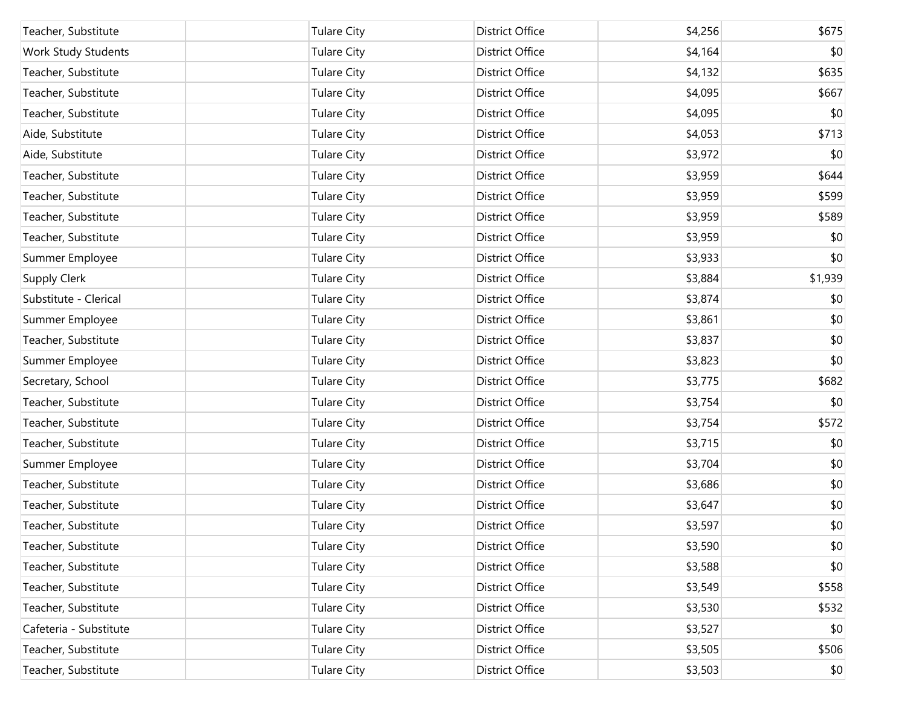| | | | | | |
|---|---|---|---|---|---|
| Teacher, Substitute | | Tulare City | District Office | $4,256 | $675 |
| Work Study Students | | Tulare City | District Office | $4,164 | $0 |
| Teacher, Substitute | | Tulare City | District Office | $4,132 | $635 |
| Teacher, Substitute | | Tulare City | District Office | $4,095 | $667 |
| Teacher, Substitute | | Tulare City | District Office | $4,095 | $0 |
| Aide, Substitute | | Tulare City | District Office | $4,053 | $713 |
| Aide, Substitute | | Tulare City | District Office | $3,972 | $0 |
| Teacher, Substitute | | Tulare City | District Office | $3,959 | $644 |
| Teacher, Substitute | | Tulare City | District Office | $3,959 | $599 |
| Teacher, Substitute | | Tulare City | District Office | $3,959 | $589 |
| Teacher, Substitute | | Tulare City | District Office | $3,959 | $0 |
| Summer Employee | | Tulare City | District Office | $3,933 | $0 |
| Supply Clerk | | Tulare City | District Office | $3,884 | $1,939 |
| Substitute - Clerical | | Tulare City | District Office | $3,874 | $0 |
| Summer Employee | | Tulare City | District Office | $3,861 | $0 |
| Teacher, Substitute | | Tulare City | District Office | $3,837 | $0 |
| Summer Employee | | Tulare City | District Office | $3,823 | $0 |
| Secretary, School | | Tulare City | District Office | $3,775 | $682 |
| Teacher, Substitute | | Tulare City | District Office | $3,754 | $0 |
| Teacher, Substitute | | Tulare City | District Office | $3,754 | $572 |
| Teacher, Substitute | | Tulare City | District Office | $3,715 | $0 |
| Summer Employee | | Tulare City | District Office | $3,704 | $0 |
| Teacher, Substitute | | Tulare City | District Office | $3,686 | $0 |
| Teacher, Substitute | | Tulare City | District Office | $3,647 | $0 |
| Teacher, Substitute | | Tulare City | District Office | $3,597 | $0 |
| Teacher, Substitute | | Tulare City | District Office | $3,590 | $0 |
| Teacher, Substitute | | Tulare City | District Office | $3,588 | $0 |
| Teacher, Substitute | | Tulare City | District Office | $3,549 | $558 |
| Teacher, Substitute | | Tulare City | District Office | $3,530 | $532 |
| Cafeteria - Substitute | | Tulare City | District Office | $3,527 | $0 |
| Teacher, Substitute | | Tulare City | District Office | $3,505 | $506 |
| Teacher, Substitute | | Tulare City | District Office | $3,503 | $0 |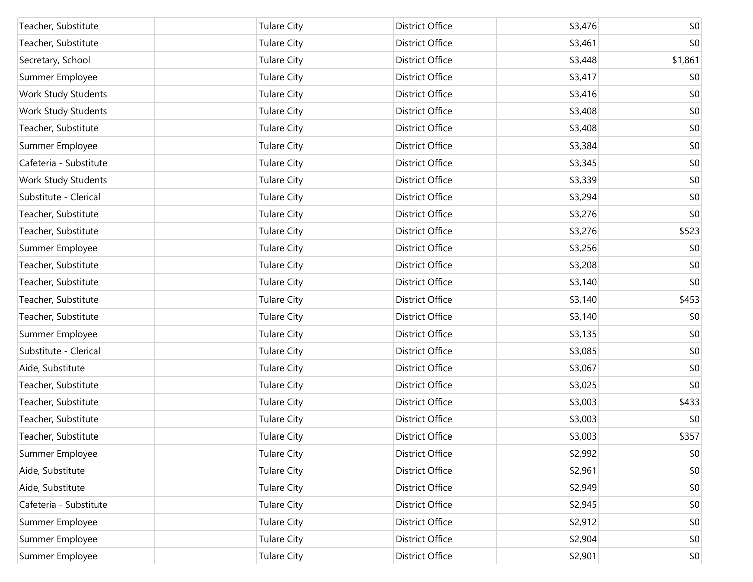| | | | | | |
|---|---|---|---|---|---|
| Teacher, Substitute | | Tulare City | District Office | $3,476 | $0 |
| Teacher, Substitute | | Tulare City | District Office | $3,461 | $0 |
| Secretary, School | | Tulare City | District Office | $3,448 | $1,861 |
| Summer Employee | | Tulare City | District Office | $3,417 | $0 |
| Work Study Students | | Tulare City | District Office | $3,416 | $0 |
| Work Study Students | | Tulare City | District Office | $3,408 | $0 |
| Teacher, Substitute | | Tulare City | District Office | $3,408 | $0 |
| Summer Employee | | Tulare City | District Office | $3,384 | $0 |
| Cafeteria - Substitute | | Tulare City | District Office | $3,345 | $0 |
| Work Study Students | | Tulare City | District Office | $3,339 | $0 |
| Substitute - Clerical | | Tulare City | District Office | $3,294 | $0 |
| Teacher, Substitute | | Tulare City | District Office | $3,276 | $0 |
| Teacher, Substitute | | Tulare City | District Office | $3,276 | $523 |
| Summer Employee | | Tulare City | District Office | $3,256 | $0 |
| Teacher, Substitute | | Tulare City | District Office | $3,208 | $0 |
| Teacher, Substitute | | Tulare City | District Office | $3,140 | $0 |
| Teacher, Substitute | | Tulare City | District Office | $3,140 | $453 |
| Teacher, Substitute | | Tulare City | District Office | $3,140 | $0 |
| Summer Employee | | Tulare City | District Office | $3,135 | $0 |
| Substitute - Clerical | | Tulare City | District Office | $3,085 | $0 |
| Aide, Substitute | | Tulare City | District Office | $3,067 | $0 |
| Teacher, Substitute | | Tulare City | District Office | $3,025 | $0 |
| Teacher, Substitute | | Tulare City | District Office | $3,003 | $433 |
| Teacher, Substitute | | Tulare City | District Office | $3,003 | $0 |
| Teacher, Substitute | | Tulare City | District Office | $3,003 | $357 |
| Summer Employee | | Tulare City | District Office | $2,992 | $0 |
| Aide, Substitute | | Tulare City | District Office | $2,961 | $0 |
| Aide, Substitute | | Tulare City | District Office | $2,949 | $0 |
| Cafeteria - Substitute | | Tulare City | District Office | $2,945 | $0 |
| Summer Employee | | Tulare City | District Office | $2,912 | $0 |
| Summer Employee | | Tulare City | District Office | $2,904 | $0 |
| Summer Employee | | Tulare City | District Office | $2,901 | $0 |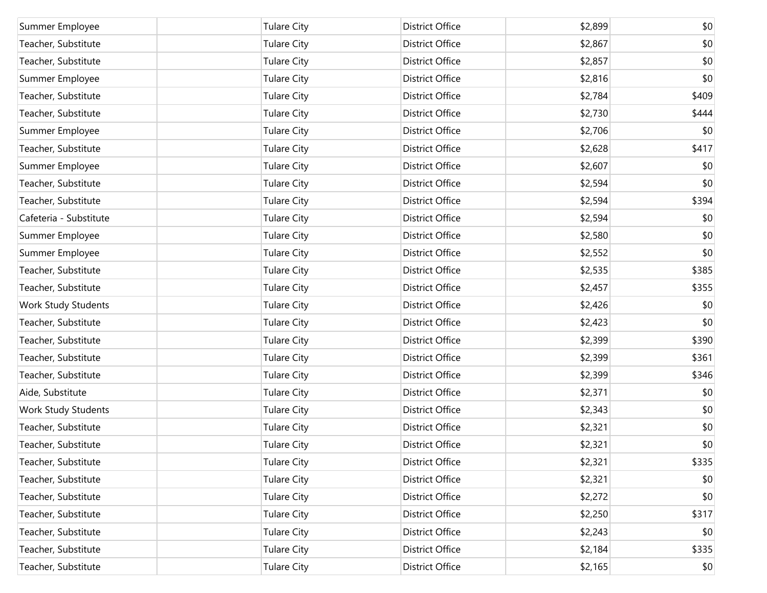| | | | | | |
|---|---|---|---|---|---|
| Summer Employee | | Tulare City | District Office | $2,899 | $0 |
| Teacher, Substitute | | Tulare City | District Office | $2,867 | $0 |
| Teacher, Substitute | | Tulare City | District Office | $2,857 | $0 |
| Summer Employee | | Tulare City | District Office | $2,816 | $0 |
| Teacher, Substitute | | Tulare City | District Office | $2,784 | $409 |
| Teacher, Substitute | | Tulare City | District Office | $2,730 | $444 |
| Summer Employee | | Tulare City | District Office | $2,706 | $0 |
| Teacher, Substitute | | Tulare City | District Office | $2,628 | $417 |
| Summer Employee | | Tulare City | District Office | $2,607 | $0 |
| Teacher, Substitute | | Tulare City | District Office | $2,594 | $0 |
| Teacher, Substitute | | Tulare City | District Office | $2,594 | $394 |
| Cafeteria - Substitute | | Tulare City | District Office | $2,594 | $0 |
| Summer Employee | | Tulare City | District Office | $2,580 | $0 |
| Summer Employee | | Tulare City | District Office | $2,552 | $0 |
| Teacher, Substitute | | Tulare City | District Office | $2,535 | $385 |
| Teacher, Substitute | | Tulare City | District Office | $2,457 | $355 |
| Work Study Students | | Tulare City | District Office | $2,426 | $0 |
| Teacher, Substitute | | Tulare City | District Office | $2,423 | $0 |
| Teacher, Substitute | | Tulare City | District Office | $2,399 | $390 |
| Teacher, Substitute | | Tulare City | District Office | $2,399 | $361 |
| Teacher, Substitute | | Tulare City | District Office | $2,399 | $346 |
| Aide, Substitute | | Tulare City | District Office | $2,371 | $0 |
| Work Study Students | | Tulare City | District Office | $2,343 | $0 |
| Teacher, Substitute | | Tulare City | District Office | $2,321 | $0 |
| Teacher, Substitute | | Tulare City | District Office | $2,321 | $0 |
| Teacher, Substitute | | Tulare City | District Office | $2,321 | $335 |
| Teacher, Substitute | | Tulare City | District Office | $2,321 | $0 |
| Teacher, Substitute | | Tulare City | District Office | $2,272 | $0 |
| Teacher, Substitute | | Tulare City | District Office | $2,250 | $317 |
| Teacher, Substitute | | Tulare City | District Office | $2,243 | $0 |
| Teacher, Substitute | | Tulare City | District Office | $2,184 | $335 |
| Teacher, Substitute | | Tulare City | District Office | $2,165 | $0 |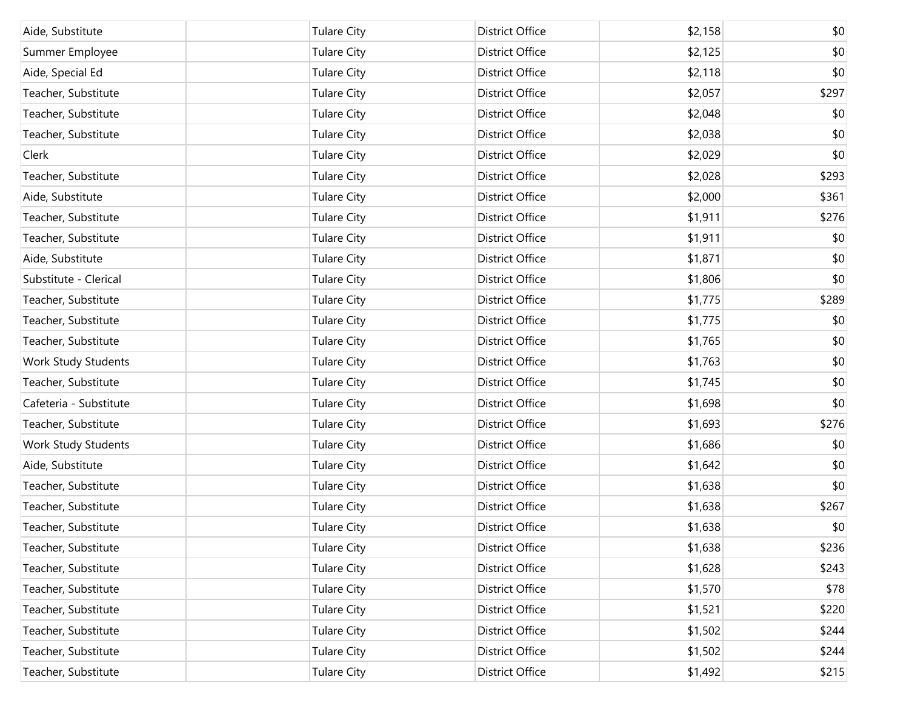| | | | | | |
|---|---|---|---|---|---|
| Aide, Substitute | | Tulare City | District Office | $2,158 | $0 |
| Summer Employee | | Tulare City | District Office | $2,125 | $0 |
| Aide, Special Ed | | Tulare City | District Office | $2,118 | $0 |
| Teacher, Substitute | | Tulare City | District Office | $2,057 | $297 |
| Teacher, Substitute | | Tulare City | District Office | $2,048 | $0 |
| Teacher, Substitute | | Tulare City | District Office | $2,038 | $0 |
| Clerk | | Tulare City | District Office | $2,029 | $0 |
| Teacher, Substitute | | Tulare City | District Office | $2,028 | $293 |
| Aide, Substitute | | Tulare City | District Office | $2,000 | $361 |
| Teacher, Substitute | | Tulare City | District Office | $1,911 | $276 |
| Teacher, Substitute | | Tulare City | District Office | $1,911 | $0 |
| Aide, Substitute | | Tulare City | District Office | $1,871 | $0 |
| Substitute - Clerical | | Tulare City | District Office | $1,806 | $0 |
| Teacher, Substitute | | Tulare City | District Office | $1,775 | $289 |
| Teacher, Substitute | | Tulare City | District Office | $1,775 | $0 |
| Teacher, Substitute | | Tulare City | District Office | $1,765 | $0 |
| Work Study Students | | Tulare City | District Office | $1,763 | $0 |
| Teacher, Substitute | | Tulare City | District Office | $1,745 | $0 |
| Cafeteria - Substitute | | Tulare City | District Office | $1,698 | $0 |
| Teacher, Substitute | | Tulare City | District Office | $1,693 | $276 |
| Work Study Students | | Tulare City | District Office | $1,686 | $0 |
| Aide, Substitute | | Tulare City | District Office | $1,642 | $0 |
| Teacher, Substitute | | Tulare City | District Office | $1,638 | $0 |
| Teacher, Substitute | | Tulare City | District Office | $1,638 | $267 |
| Teacher, Substitute | | Tulare City | District Office | $1,638 | $0 |
| Teacher, Substitute | | Tulare City | District Office | $1,638 | $236 |
| Teacher, Substitute | | Tulare City | District Office | $1,628 | $243 |
| Teacher, Substitute | | Tulare City | District Office | $1,570 | $78 |
| Teacher, Substitute | | Tulare City | District Office | $1,521 | $220 |
| Teacher, Substitute | | Tulare City | District Office | $1,502 | $244 |
| Teacher, Substitute | | Tulare City | District Office | $1,502 | $244 |
| Teacher, Substitute | | Tulare City | District Office | $1,492 | $215 |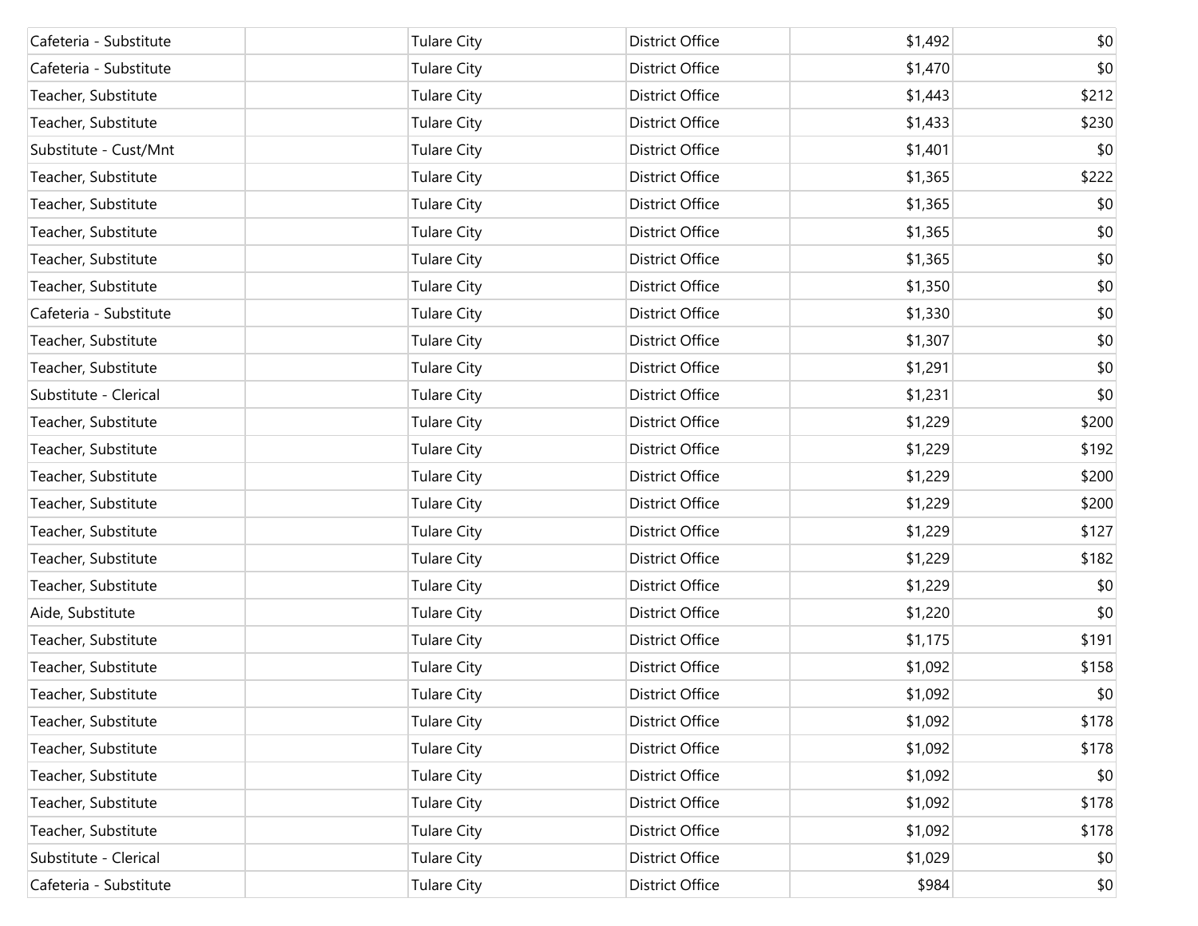| | | | | | |
|---|---|---|---|---|---|
| Cafeteria - Substitute | | Tulare City | District Office | $1,492 | $0 |
| Cafeteria - Substitute | | Tulare City | District Office | $1,470 | $0 |
| Teacher, Substitute | | Tulare City | District Office | $1,443 | $212 |
| Teacher, Substitute | | Tulare City | District Office | $1,433 | $230 |
| Substitute - Cust/Mnt | | Tulare City | District Office | $1,401 | $0 |
| Teacher, Substitute | | Tulare City | District Office | $1,365 | $222 |
| Teacher, Substitute | | Tulare City | District Office | $1,365 | $0 |
| Teacher, Substitute | | Tulare City | District Office | $1,365 | $0 |
| Teacher, Substitute | | Tulare City | District Office | $1,365 | $0 |
| Teacher, Substitute | | Tulare City | District Office | $1,350 | $0 |
| Cafeteria - Substitute | | Tulare City | District Office | $1,330 | $0 |
| Teacher, Substitute | | Tulare City | District Office | $1,307 | $0 |
| Teacher, Substitute | | Tulare City | District Office | $1,291 | $0 |
| Substitute - Clerical | | Tulare City | District Office | $1,231 | $0 |
| Teacher, Substitute | | Tulare City | District Office | $1,229 | $200 |
| Teacher, Substitute | | Tulare City | District Office | $1,229 | $192 |
| Teacher, Substitute | | Tulare City | District Office | $1,229 | $200 |
| Teacher, Substitute | | Tulare City | District Office | $1,229 | $200 |
| Teacher, Substitute | | Tulare City | District Office | $1,229 | $127 |
| Teacher, Substitute | | Tulare City | District Office | $1,229 | $182 |
| Teacher, Substitute | | Tulare City | District Office | $1,229 | $0 |
| Aide, Substitute | | Tulare City | District Office | $1,220 | $0 |
| Teacher, Substitute | | Tulare City | District Office | $1,175 | $191 |
| Teacher, Substitute | | Tulare City | District Office | $1,092 | $158 |
| Teacher, Substitute | | Tulare City | District Office | $1,092 | $0 |
| Teacher, Substitute | | Tulare City | District Office | $1,092 | $178 |
| Teacher, Substitute | | Tulare City | District Office | $1,092 | $178 |
| Teacher, Substitute | | Tulare City | District Office | $1,092 | $0 |
| Teacher, Substitute | | Tulare City | District Office | $1,092 | $178 |
| Teacher, Substitute | | Tulare City | District Office | $1,092 | $178 |
| Substitute - Clerical | | Tulare City | District Office | $1,029 | $0 |
| Cafeteria - Substitute | | Tulare City | District Office | $984 | $0 |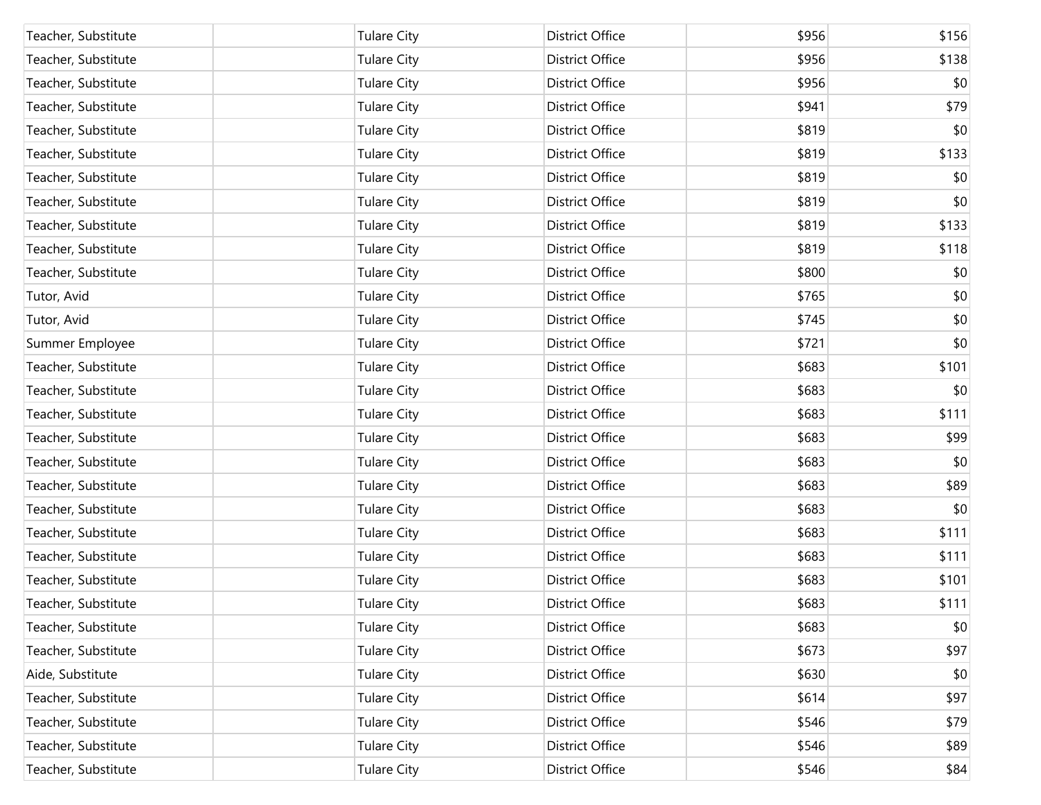| | | | | | |
|---|---|---|---|---|---|
| Teacher, Substitute | | Tulare City | District Office | $956 | $156 |
| Teacher, Substitute | | Tulare City | District Office | $956 | $138 |
| Teacher, Substitute | | Tulare City | District Office | $956 | $0 |
| Teacher, Substitute | | Tulare City | District Office | $941 | $79 |
| Teacher, Substitute | | Tulare City | District Office | $819 | $0 |
| Teacher, Substitute | | Tulare City | District Office | $819 | $133 |
| Teacher, Substitute | | Tulare City | District Office | $819 | $0 |
| Teacher, Substitute | | Tulare City | District Office | $819 | $0 |
| Teacher, Substitute | | Tulare City | District Office | $819 | $133 |
| Teacher, Substitute | | Tulare City | District Office | $819 | $118 |
| Teacher, Substitute | | Tulare City | District Office | $800 | $0 |
| Tutor, Avid | | Tulare City | District Office | $765 | $0 |
| Tutor, Avid | | Tulare City | District Office | $745 | $0 |
| Summer Employee | | Tulare City | District Office | $721 | $0 |
| Teacher, Substitute | | Tulare City | District Office | $683 | $101 |
| Teacher, Substitute | | Tulare City | District Office | $683 | $0 |
| Teacher, Substitute | | Tulare City | District Office | $683 | $111 |
| Teacher, Substitute | | Tulare City | District Office | $683 | $99 |
| Teacher, Substitute | | Tulare City | District Office | $683 | $0 |
| Teacher, Substitute | | Tulare City | District Office | $683 | $89 |
| Teacher, Substitute | | Tulare City | District Office | $683 | $0 |
| Teacher, Substitute | | Tulare City | District Office | $683 | $111 |
| Teacher, Substitute | | Tulare City | District Office | $683 | $111 |
| Teacher, Substitute | | Tulare City | District Office | $683 | $101 |
| Teacher, Substitute | | Tulare City | District Office | $683 | $111 |
| Teacher, Substitute | | Tulare City | District Office | $683 | $0 |
| Teacher, Substitute | | Tulare City | District Office | $673 | $97 |
| Aide, Substitute | | Tulare City | District Office | $630 | $0 |
| Teacher, Substitute | | Tulare City | District Office | $614 | $97 |
| Teacher, Substitute | | Tulare City | District Office | $546 | $79 |
| Teacher, Substitute | | Tulare City | District Office | $546 | $89 |
| Teacher, Substitute | | Tulare City | District Office | $546 | $84 |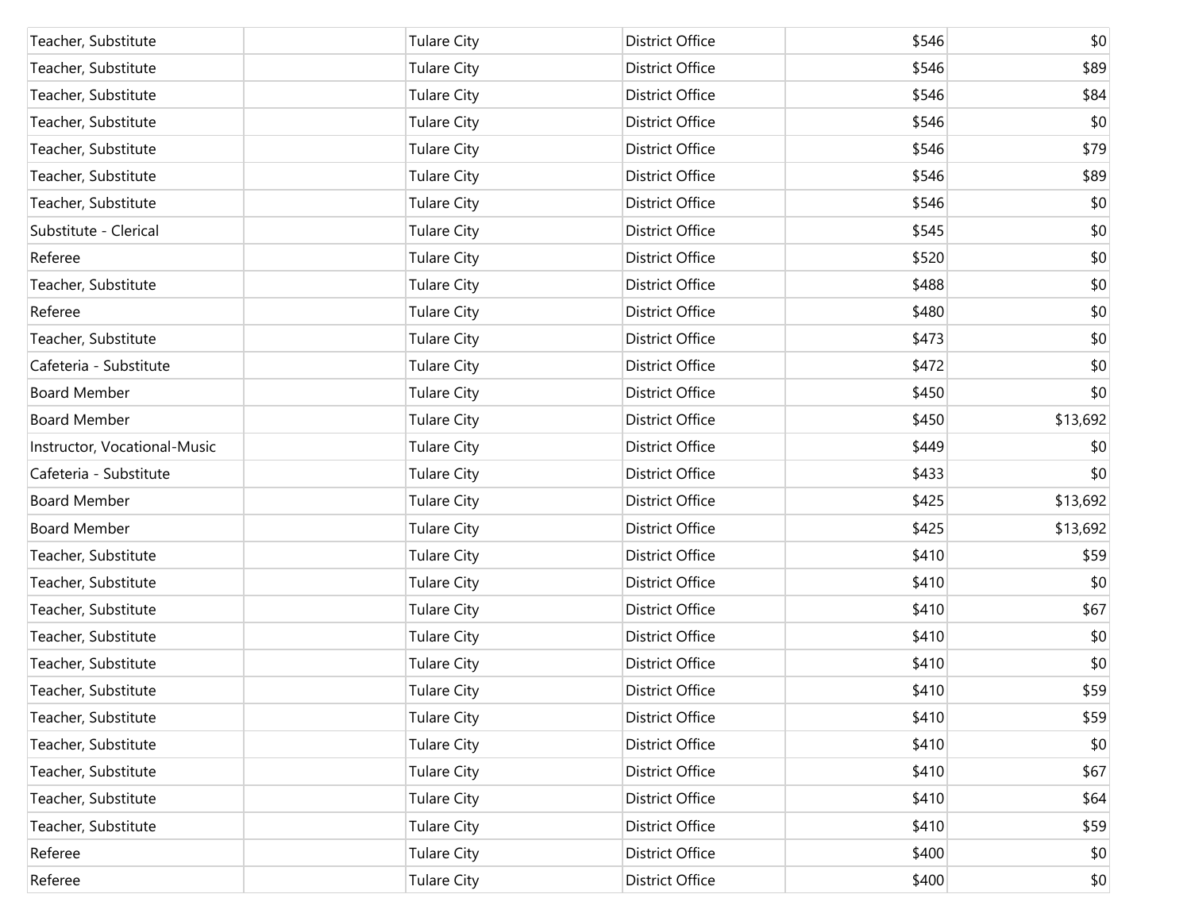| | | | | | |
|---|---|---|---|---|---|
| Teacher, Substitute | | Tulare City | District Office | $546 | $0 |
| Teacher, Substitute | | Tulare City | District Office | $546 | $89 |
| Teacher, Substitute | | Tulare City | District Office | $546 | $84 |
| Teacher, Substitute | | Tulare City | District Office | $546 | $0 |
| Teacher, Substitute | | Tulare City | District Office | $546 | $79 |
| Teacher, Substitute | | Tulare City | District Office | $546 | $89 |
| Teacher, Substitute | | Tulare City | District Office | $546 | $0 |
| Substitute - Clerical | | Tulare City | District Office | $545 | $0 |
| Referee | | Tulare City | District Office | $520 | $0 |
| Teacher, Substitute | | Tulare City | District Office | $488 | $0 |
| Referee | | Tulare City | District Office | $480 | $0 |
| Teacher, Substitute | | Tulare City | District Office | $473 | $0 |
| Cafeteria - Substitute | | Tulare City | District Office | $472 | $0 |
| Board Member | | Tulare City | District Office | $450 | $0 |
| Board Member | | Tulare City | District Office | $450 | $13,692 |
| Instructor, Vocational-Music | | Tulare City | District Office | $449 | $0 |
| Cafeteria - Substitute | | Tulare City | District Office | $433 | $0 |
| Board Member | | Tulare City | District Office | $425 | $13,692 |
| Board Member | | Tulare City | District Office | $425 | $13,692 |
| Teacher, Substitute | | Tulare City | District Office | $410 | $59 |
| Teacher, Substitute | | Tulare City | District Office | $410 | $0 |
| Teacher, Substitute | | Tulare City | District Office | $410 | $67 |
| Teacher, Substitute | | Tulare City | District Office | $410 | $0 |
| Teacher, Substitute | | Tulare City | District Office | $410 | $0 |
| Teacher, Substitute | | Tulare City | District Office | $410 | $59 |
| Teacher, Substitute | | Tulare City | District Office | $410 | $59 |
| Teacher, Substitute | | Tulare City | District Office | $410 | $0 |
| Teacher, Substitute | | Tulare City | District Office | $410 | $67 |
| Teacher, Substitute | | Tulare City | District Office | $410 | $64 |
| Teacher, Substitute | | Tulare City | District Office | $410 | $59 |
| Referee | | Tulare City | District Office | $400 | $0 |
| Referee | | Tulare City | District Office | $400 | $0 |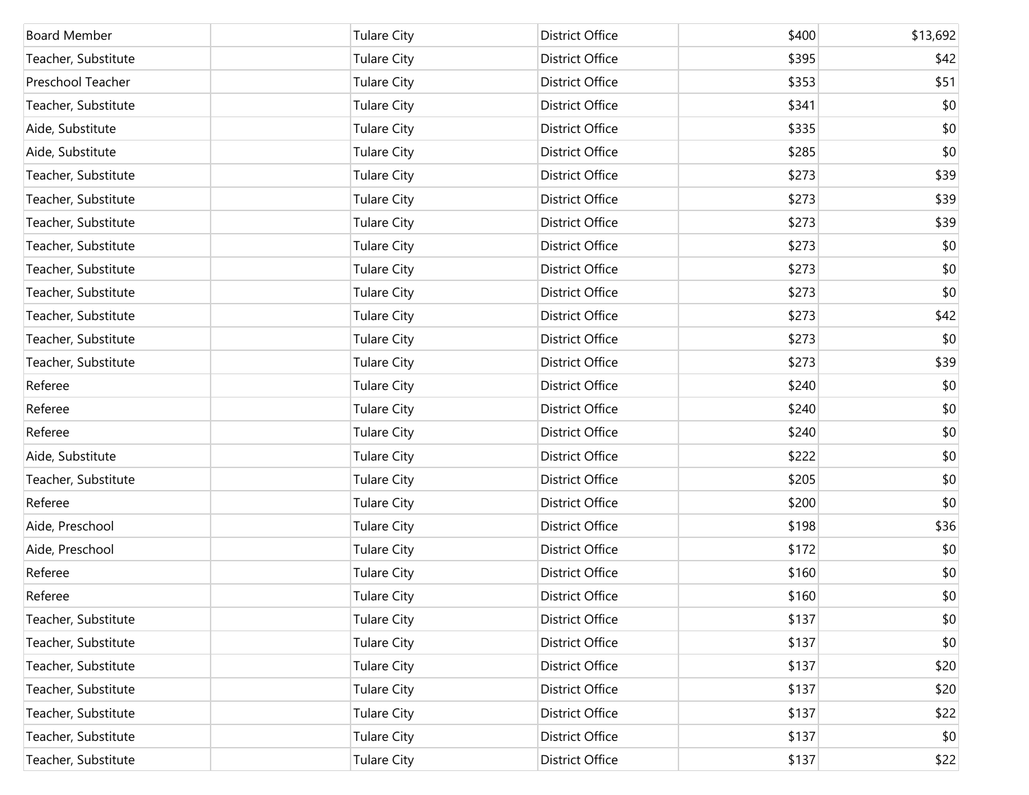| | | | | | |
|---|---|---|---|---|---|
| Board Member | | Tulare City | District Office | $400 | $13,692 |
| Teacher, Substitute | | Tulare City | District Office | $395 | $42 |
| Preschool Teacher | | Tulare City | District Office | $353 | $51 |
| Teacher, Substitute | | Tulare City | District Office | $341 | $0 |
| Aide, Substitute | | Tulare City | District Office | $335 | $0 |
| Aide, Substitute | | Tulare City | District Office | $285 | $0 |
| Teacher, Substitute | | Tulare City | District Office | $273 | $39 |
| Teacher, Substitute | | Tulare City | District Office | $273 | $39 |
| Teacher, Substitute | | Tulare City | District Office | $273 | $39 |
| Teacher, Substitute | | Tulare City | District Office | $273 | $0 |
| Teacher, Substitute | | Tulare City | District Office | $273 | $0 |
| Teacher, Substitute | | Tulare City | District Office | $273 | $0 |
| Teacher, Substitute | | Tulare City | District Office | $273 | $42 |
| Teacher, Substitute | | Tulare City | District Office | $273 | $0 |
| Teacher, Substitute | | Tulare City | District Office | $273 | $39 |
| Referee | | Tulare City | District Office | $240 | $0 |
| Referee | | Tulare City | District Office | $240 | $0 |
| Referee | | Tulare City | District Office | $240 | $0 |
| Aide, Substitute | | Tulare City | District Office | $222 | $0 |
| Teacher, Substitute | | Tulare City | District Office | $205 | $0 |
| Referee | | Tulare City | District Office | $200 | $0 |
| Aide, Preschool | | Tulare City | District Office | $198 | $36 |
| Aide, Preschool | | Tulare City | District Office | $172 | $0 |
| Referee | | Tulare City | District Office | $160 | $0 |
| Referee | | Tulare City | District Office | $160 | $0 |
| Teacher, Substitute | | Tulare City | District Office | $137 | $0 |
| Teacher, Substitute | | Tulare City | District Office | $137 | $0 |
| Teacher, Substitute | | Tulare City | District Office | $137 | $20 |
| Teacher, Substitute | | Tulare City | District Office | $137 | $20 |
| Teacher, Substitute | | Tulare City | District Office | $137 | $22 |
| Teacher, Substitute | | Tulare City | District Office | $137 | $0 |
| Teacher, Substitute | | Tulare City | District Office | $137 | $22 |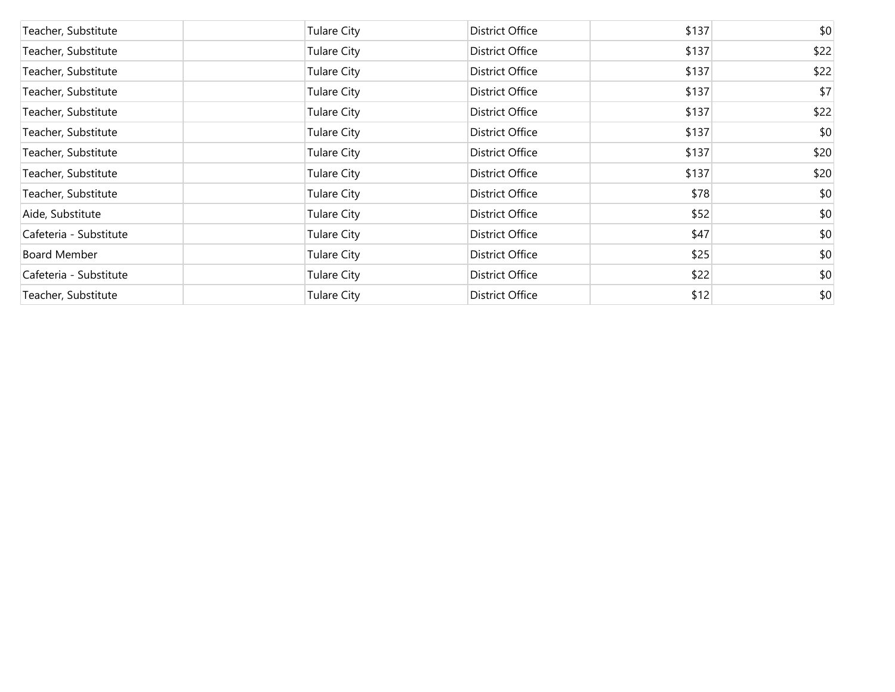| | | | | | |
|---|---|---|---|---|---|
| Teacher, Substitute | | Tulare City | District Office | $137 | $0 |
| Teacher, Substitute | | Tulare City | District Office | $137 | $22 |
| Teacher, Substitute | | Tulare City | District Office | $137 | $22 |
| Teacher, Substitute | | Tulare City | District Office | $137 | $7 |
| Teacher, Substitute | | Tulare City | District Office | $137 | $22 |
| Teacher, Substitute | | Tulare City | District Office | $137 | $0 |
| Teacher, Substitute | | Tulare City | District Office | $137 | $20 |
| Teacher, Substitute | | Tulare City | District Office | $137 | $20 |
| Teacher, Substitute | | Tulare City | District Office | $78 | $0 |
| Aide, Substitute | | Tulare City | District Office | $52 | $0 |
| Cafeteria - Substitute | | Tulare City | District Office | $47 | $0 |
| Board Member | | Tulare City | District Office | $25 | $0 |
| Cafeteria - Substitute | | Tulare City | District Office | $22 | $0 |
| Teacher, Substitute | | Tulare City | District Office | $12 | $0 |